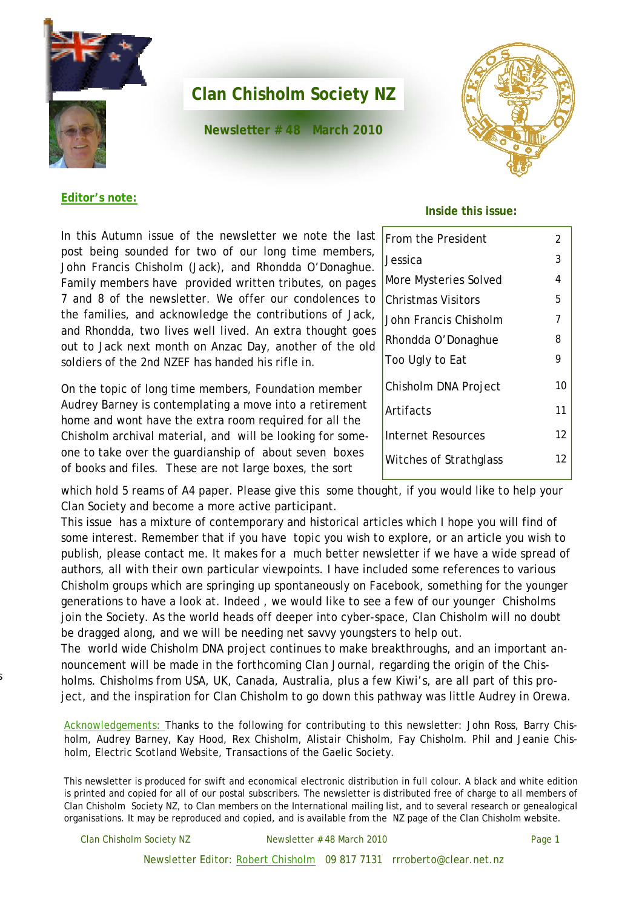# Clan Chisholm Society NZ

**Newsletter # 48 March 2010**

**Editor's note:**

In this Autumn issue of the newsletter we note the last post being sounded for two of our long time members, John Francis Chisholm (Jack), and Rhondda O'Donaghue. Family members have provided written tributes, on pages 7 and 8 of the newsletter. We offer our condolences to the families, and acknowledge the contributions of Jack, and Rhondda, two lives well lived. An extra thought goes out to Jack next month on Anzac Day, another of the old soldiers of the 2nd NZEF has handed his rifle in.

On the topic of long time members, Foundation member Audrey Barney is contemplating a move into a retirement home and wont have the extra room required for all the Chisholm archival material, and will be looking for someone to take over the guardianship of about seven boxes of books and files. These are not large boxes, the sort which hold 5 reams of A4 paper. Please give this some thought, if you would like to help your Clan Society and become a more active participant.

This issue has a mixture of contemporary and historical articles which I hope you will find of some interest. Remember that if you have topic you wish to explore, or an article you wish to publish, please contact me. It makes for a much better newsletter if we have a wide spread of authors, all with their own particular viewpoints. I have included some references to various Chisholm groups which are springing up spontaneously on Facebook, something for the younger generations to have a look at. Indeed , we would like to see a few of our younger Chisholms join the Society. As the world heads off deeper into cyber-space, Clan Chisholm will no doubt be dragged along, and we will be needing net savvy youngsters to help out.

The world wide Chisholm DNA project continues to make breakthroughs, and an important announcement will be made in the forthcoming Clan Journal, regarding the origin of the Chisholms. Chisholms from USA, UK, Canada, Australia, plus a few Kiwi's, are all part of this project, and the inspiration for Clan Chisholm to go down this pathway was little Audrey in Orewa.

**Inside this issue:**

| | |
|---|---|
| From the President | 2 |
| Jessica | 3 |
| More Mysteries Solved | 4 |
| Christmas Visitors | 5 |
| John Francis Chisholm | 7 |
| Rhondda O'Donaghue | 8 |
| Too Ugly to Eat | 9 |
| Chisholm DNA Project | 10 |
| Artifacts | 11 |
| Internet Resources | 12 |
| Witches of Strathglass | 12 |

Acknowledgements: Thanks to the following for contributing to this newsletter: John Ross, Barry Chisholm, Audrey Barney, Kay Hood, Rex Chisholm, Alistair Chisholm, Fay Chisholm. Phil and Jeanie Chisholm, Electric Scotland Website, Transactions of the Gaelic Society.

This newsletter is produced for swift and economical electronic distribution in full colour. A black and white edition is printed and copied for all of our postal subscribers. The newsletter is distributed free of charge to all members of Clan Chisholm Society NZ, to Clan members on the International mailing list, and to several research or genealogical organisations. It may be reproduced and copied, and is available from the NZ page of the Clan Chisholm website.

Newsletter Editor: Robert Chisholm 09 817 7131 rrroberto@clear.net.nz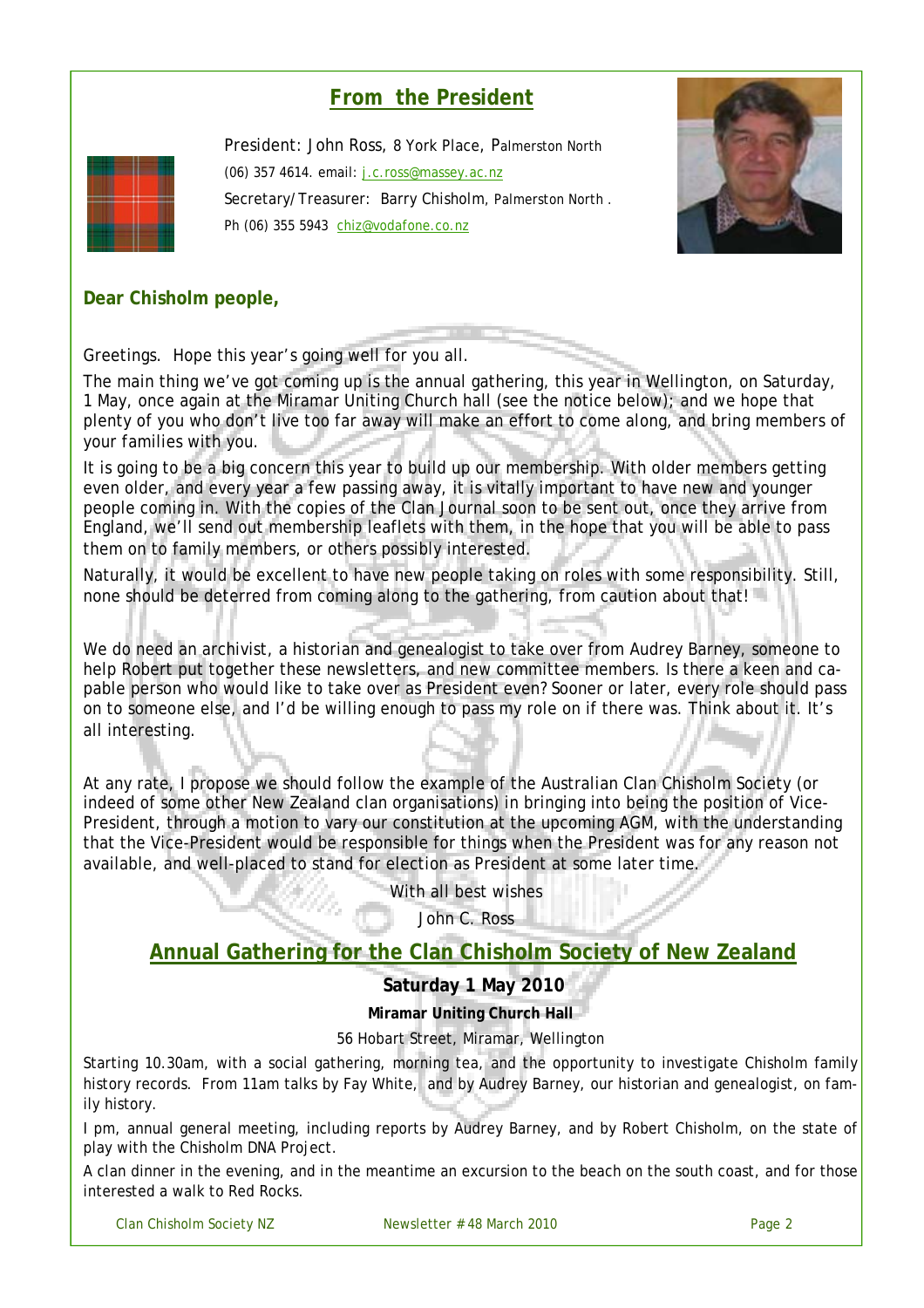## From the President

President: John Ross, 8 York Place, Palmerston North
(06) 357 4614. email: j.c.ross@massey.ac.nz
Secretary/Treasurer: Barry Chisholm, Palmerston North .
Ph (06) 355 5943 chiz@vodafone.co.nz

**Dear Chisholm people,**

Greetings. Hope this year's going well for you all.

The main thing we've got coming up is the annual gathering, this year in Wellington, on Saturday, 1 May, once again at the Miramar Uniting Church hall (see the notice below); and we hope that plenty of you who don't live too far away will make an effort to come along, and bring members of your families with you.

It is going to be a big concern this year to build up our membership. With older members getting even older, and every year a few passing away, it is vitally important to have new and younger people coming in. With the copies of the Clan Journal soon to be sent out, once they arrive from England, we'll send out membership leaflets with them, in the hope that you will be able to pass them on to family members, or others possibly interested.

Naturally, it would be excellent to have new people taking on roles with some responsibility. Still, none should be deterred from coming along to the gathering, from caution about that!

We do need an archivist, a historian and genealogist to take over from Audrey Barney, someone to help Robert put together these newsletters, and new committee members. Is there a keen and capable person who would like to take over as President even? Sooner or later, every role should pass on to someone else, and I'd be willing enough to pass my role on if there was. Think about it. It's all interesting.

At any rate, I propose we should follow the example of the Australian Clan Chisholm Society (or indeed of some other New Zealand clan organisations) in bringing into being the position of Vice-President, through a motion to vary our constitution at the upcoming AGM, with the understanding that the Vice-President would be responsible for things when the President was for any reason not available, and well-placed to stand for election as President at some later time.

With all best wishes

John C. Ross

## Annual Gathering for the Clan Chisholm Society of New Zealand

**Saturday 1 May 2010**

**Miramar Uniting Church Hall**

56 Hobart Street, Miramar, Wellington

Starting 10.30am, with a social gathering, morning tea, and the opportunity to investigate Chisholm family history records. From 11am talks by Fay White, and by Audrey Barney, our historian and genealogist, on family history.

I pm, annual general meeting, including reports by Audrey Barney, and by Robert Chisholm, on the state of play with the Chisholm DNA Project.

A clan dinner in the evening, and in the meantime an excursion to the beach on the south coast, and for those interested a walk to Red Rocks.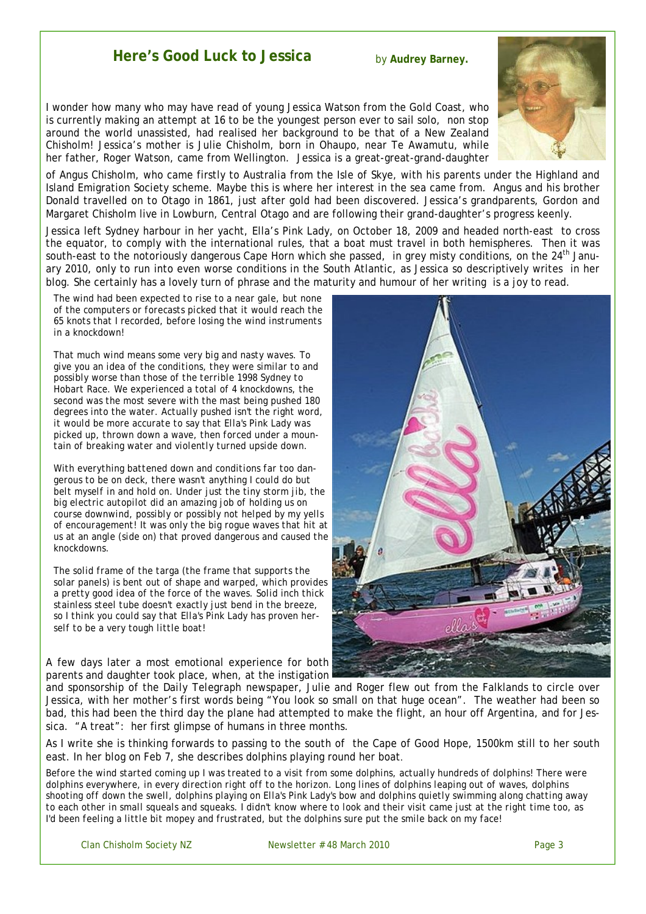## Here's Good Luck to Jessica

by **Audrey Barney.**

I wonder how many who may have read of young Jessica Watson from the Gold Coast, who is currently making an attempt at 16 to be the youngest person ever to sail solo, non stop around the world unassisted, had realised her background to be that of a New Zealand Chisholm! Jessica's mother is Julie Chisholm, born in Ohaupo, near Te Awamutu, while her father, Roger Watson, came from Wellington. Jessica is a great-great-grand-daughter of Angus Chisholm, who came firstly to Australia from the Isle of Skye, with his parents under the Highland and Island Emigration Society scheme. Maybe this is where her interest in the sea came from. Angus and his brother Donald travelled on to Otago in 1861, just after gold had been discovered. Jessica's grandparents, Gordon and Margaret Chisholm live in Lowburn, Central Otago and are following their grand-daughter's progress keenly.

Jessica left Sydney harbour in her yacht, Ella's Pink Lady, on October 18, 2009 and headed north-east to cross the equator, to comply with the international rules, that a boat must travel in both hemispheres. Then it was south-east to the notoriously dangerous Cape Horn which she passed, in grey misty conditions, on the 24th January 2010, only to run into even worse conditions in the South Atlantic, as Jessica so descriptively writes in her blog. She certainly has a lovely turn of phrase and the maturity and humour of her writing is a joy to read.

> The wind had been expected to rise to a near gale, but none of the computers or forecasts picked that it would reach the 65 knots that I recorded, before losing the wind instruments in a knockdown!
>
> That much wind means some very big and nasty waves. To give you an idea of the conditions, they were similar to and possibly worse than those of the terrible 1998 Sydney to Hobart Race. We experienced a total of 4 knockdowns, the second was the most severe with the mast being pushed 180 degrees into the water. Actually pushed isn't the right word, it would be more accurate to say that Ella's Pink Lady was picked up, thrown down a wave, then forced under a mountain of breaking water and violently turned upside down.
>
> With everything battened down and conditions far too dangerous to be on deck, there wasn't anything I could do but belt myself in and hold on. Under just the tiny storm jib, the big electric autopilot did an amazing job of holding us on course downwind, possibly or possibly not helped by my yells of encouragement! It was only the big rogue waves that hit at us at an angle (side on) that proved dangerous and caused the knockdowns.
>
> The solid frame of the targa (the frame that supports the solar panels) is bent out of shape and warped, which provides a pretty good idea of the force of the waves. Solid inch thick stainless steel tube doesn't exactly just bend in the breeze, so I think you could say that Ella's Pink Lady has proven herself to be a very tough little boat!

A few days later a most emotional experience for both parents and daughter took place, when, at the instigation and sponsorship of the Daily Telegraph newspaper, Julie and Roger flew out from the Falklands to circle over Jessica, with her mother's first words being "You look so small on that huge ocean". The weather had been so bad, this had been the third day the plane had attempted to make the flight, an hour off Argentina, and for Jessica. "A treat": her first glimpse of humans in three months.

As I write she is thinking forwards to passing to the south of the Cape of Good Hope, 1500km still to her south east. In her blog on Feb 7, she describes dolphins playing round her boat.

> Before the wind started coming up I was treated to a visit from some dolphins, actually hundreds of dolphins! There were dolphins everywhere, in every direction right off to the horizon. Long lines of dolphins leaping out of waves, dolphins shooting off down the swell, dolphins playing on Ella's Pink Lady's bow and dolphins quietly swimming along chatting away to each other in small squeals and squeaks. I didn't know where to look and their visit came just at the right time too, as I'd been feeling a little bit mopey and frustrated, but the dolphins sure put the smile back on my face!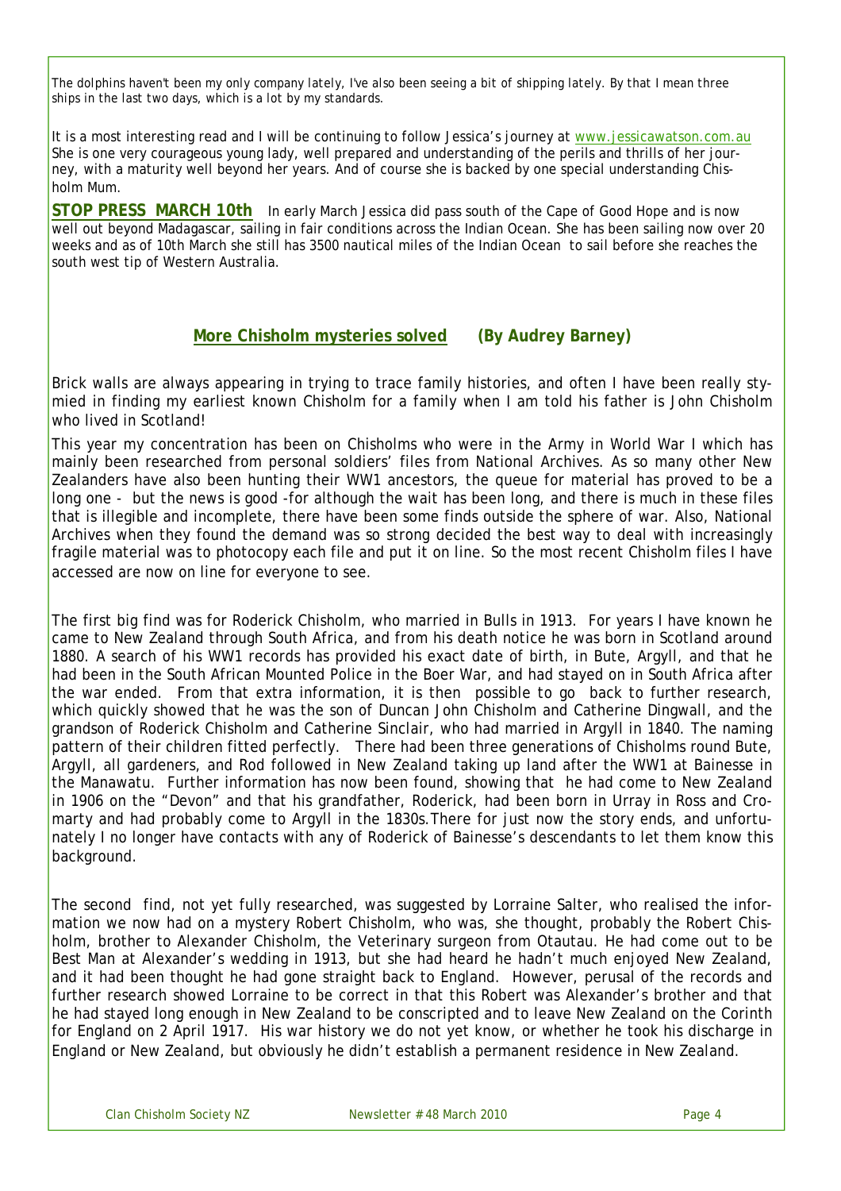*The dolphins haven't been my only company lately, I've also been seeing a bit of shipping lately. By that I mean three ships in the last two days, which is a lot by my standards.*

It is a most interesting read and I will be continuing to follow Jessica's journey at www.jessicawatson.com.au She is one very courageous young lady, well prepared and understanding of the perils and thrills of her journey, with a maturity well beyond her years. And of course she is backed by one special understanding Chisholm Mum.

**STOP PRESS MARCH 10th** In early March Jessica did pass south of the Cape of Good Hope and is now well out beyond Madagascar, sailing in fair conditions across the Indian Ocean. She has been sailing now over 20 weeks and as of 10th March she still has 3500 nautical miles of the Indian Ocean to sail before she reaches the south west tip of Western Australia.

## More Chisholm mysteries solved (By Audrey Barney)

Brick walls are always appearing in trying to trace family histories, and often I have been really stymied in finding my earliest known Chisholm for a family when I am told his father is John Chisholm who lived in Scotland!

This year my concentration has been on Chisholms who were in the Army in World War I which has mainly been researched from personal soldiers' files from National Archives. As so many other New Zealanders have also been hunting their WW1 ancestors, the queue for material has proved to be a long one - but the news is good -for although the wait has been long, and there is much in these files that is illegible and incomplete, there have been some finds outside the sphere of war. Also, National Archives when they found the demand was so strong decided the best way to deal with increasingly fragile material was to photocopy each file and put it on line. So the most recent Chisholm files I have accessed are now on line for everyone to see.

The first big find was for Roderick Chisholm, who married in Bulls in 1913. For years I have known he came to New Zealand through South Africa, and from his death notice he was born in Scotland around 1880. A search of his WW1 records has provided his exact date of birth, in Bute, Argyll, and that he had been in the South African Mounted Police in the Boer War, and had stayed on in South Africa after the war ended. From that extra information, it is then possible to go back to further research, which quickly showed that he was the son of Duncan John Chisholm and Catherine Dingwall, and the grandson of Roderick Chisholm and Catherine Sinclair, who had married in Argyll in 1840. The naming pattern of their children fitted perfectly. There had been three generations of Chisholms round Bute, Argyll, all gardeners, and Rod followed in New Zealand taking up land after the WW1 at Bainesse in the Manawatu. Further information has now been found, showing that he had come to New Zealand in 1906 on the "Devon" and that his grandfather, Roderick, had been born in Urray in Ross and Cromarty and had probably come to Argyll in the 1830s.There for just now the story ends, and unfortunately I no longer have contacts with any of Roderick of Bainesse's descendants to let them know this background.

The second find, not yet fully researched, was suggested by Lorraine Salter, who realised the information we now had on a mystery Robert Chisholm, who was, she thought, probably the Robert Chisholm, brother to Alexander Chisholm, the Veterinary surgeon from Otautau. He had come out to be Best Man at Alexander's wedding in 1913, but she had heard he hadn't much enjoyed New Zealand, and it had been thought he had gone straight back to England. However, perusal of the records and further research showed Lorraine to be correct in that this Robert was Alexander's brother and that he had stayed long enough in New Zealand to be conscripted and to leave New Zealand on the Corinth for England on 2 April 1917. His war history we do not yet know, or whether he took his discharge in England or New Zealand, but obviously he didn't establish a permanent residence in New Zealand.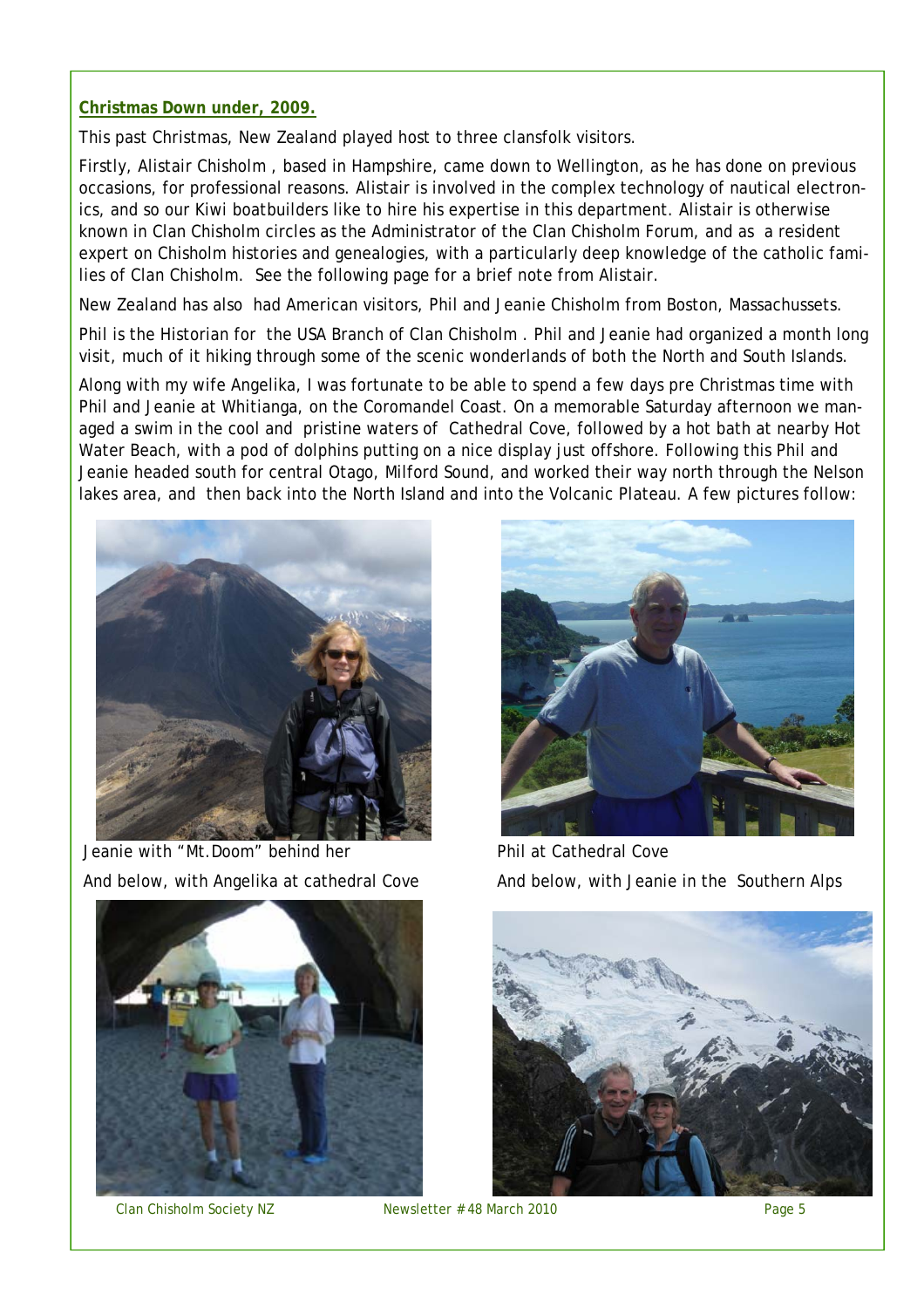**Christmas Down under, 2009.**

This past Christmas, New Zealand played host to three clansfolk visitors.

Firstly, Alistair Chisholm , based in Hampshire, came down to Wellington, as he has done on previous occasions, for professional reasons. Alistair is involved in the complex technology of nautical electronics, and so our Kiwi boatbuilders like to hire his expertise in this department. Alistair is otherwise known in Clan Chisholm circles as the Administrator of the Clan Chisholm Forum, and as a resident expert on Chisholm histories and genealogies, with a particularly deep knowledge of the catholic families of Clan Chisholm. See the following page for a brief note from Alistair.

New Zealand has also had American visitors, Phil and Jeanie Chisholm from Boston, Massachussets.

Phil is the Historian for the USA Branch of Clan Chisholm . Phil and Jeanie had organized a month long visit, much of it hiking through some of the scenic wonderlands of both the North and South Islands.

Along with my wife Angelika, I was fortunate to be able to spend a few days pre Christmas time with Phil and Jeanie at Whitianga, on the Coromandel Coast. On a memorable Saturday afternoon we managed a swim in the cool and pristine waters of Cathedral Cove, followed by a hot bath at nearby Hot Water Beach, with a pod of dolphins putting on a nice display just offshore. Following this Phil and Jeanie headed south for central Otago, Milford Sound, and worked their way north through the Nelson lakes area, and then back into the North Island and into the Volcanic Plateau. A few pictures follow:

Jeanie with "Mt.Doom" behind her

And below, with Angelika at cathedral Cove

Phil at Cathedral Cove

And below, with Jeanie in the Southern Alps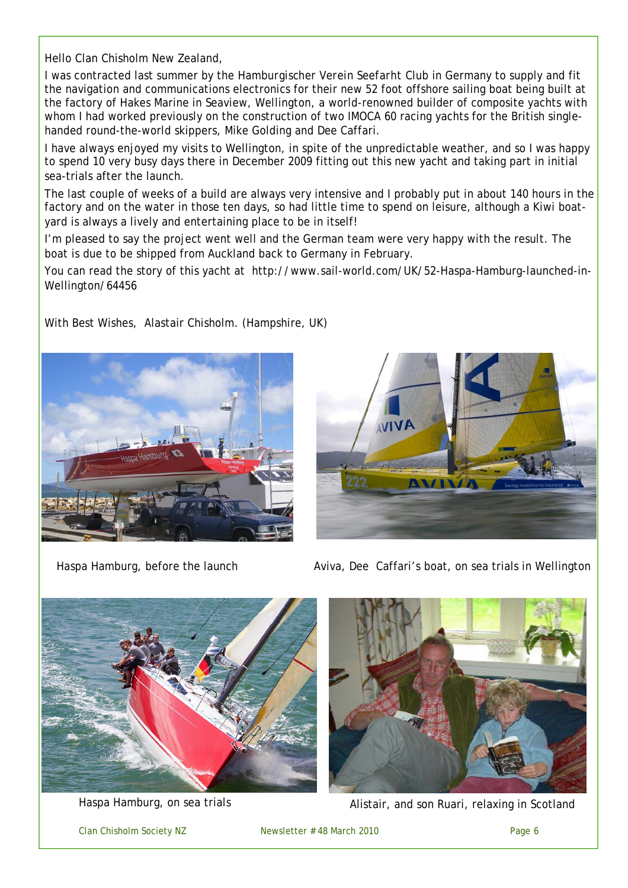Hello Clan Chisholm New Zealand,

I was contracted last summer by the Hamburgischer Verein Seefarht Club in Germany to supply and fit the navigation and communications electronics for their new 52 foot offshore sailing boat being built at the factory of Hakes Marine in Seaview, Wellington, a world-renowned builder of composite yachts with whom I had worked previously on the construction of two IMOCA 60 racing yachts for the British single-handed round-the-world skippers, Mike Golding and Dee Caffari.

I have always enjoyed my visits to Wellington, in spite of the unpredictable weather, and so I was happy to spend 10 very busy days there in December 2009 fitting out this new yacht and taking part in initial sea-trials after the launch.

The last couple of weeks of a build are always very intensive and I probably put in about 140 hours in the factory and on the water in those ten days, so had little time to spend on leisure, although a Kiwi boat-yard is always a lively and entertaining place to be in itself!

I'm pleased to say the project went well and the German team were very happy with the result. The boat is due to be shipped from Auckland back to Germany in February.

You can read the story of this yacht at http://www.sail-world.com/UK/52-Haspa-Hamburg-launched-in-Wellington/64456

With Best Wishes, Alastair Chisholm. (Hampshire, UK)

Haspa Hamburg, before the launch

Aviva, Dee Caffari's boat, on sea trials in Wellington

Haspa Hamburg, on sea trials

Alistair, and son Ruari, relaxing in Scotland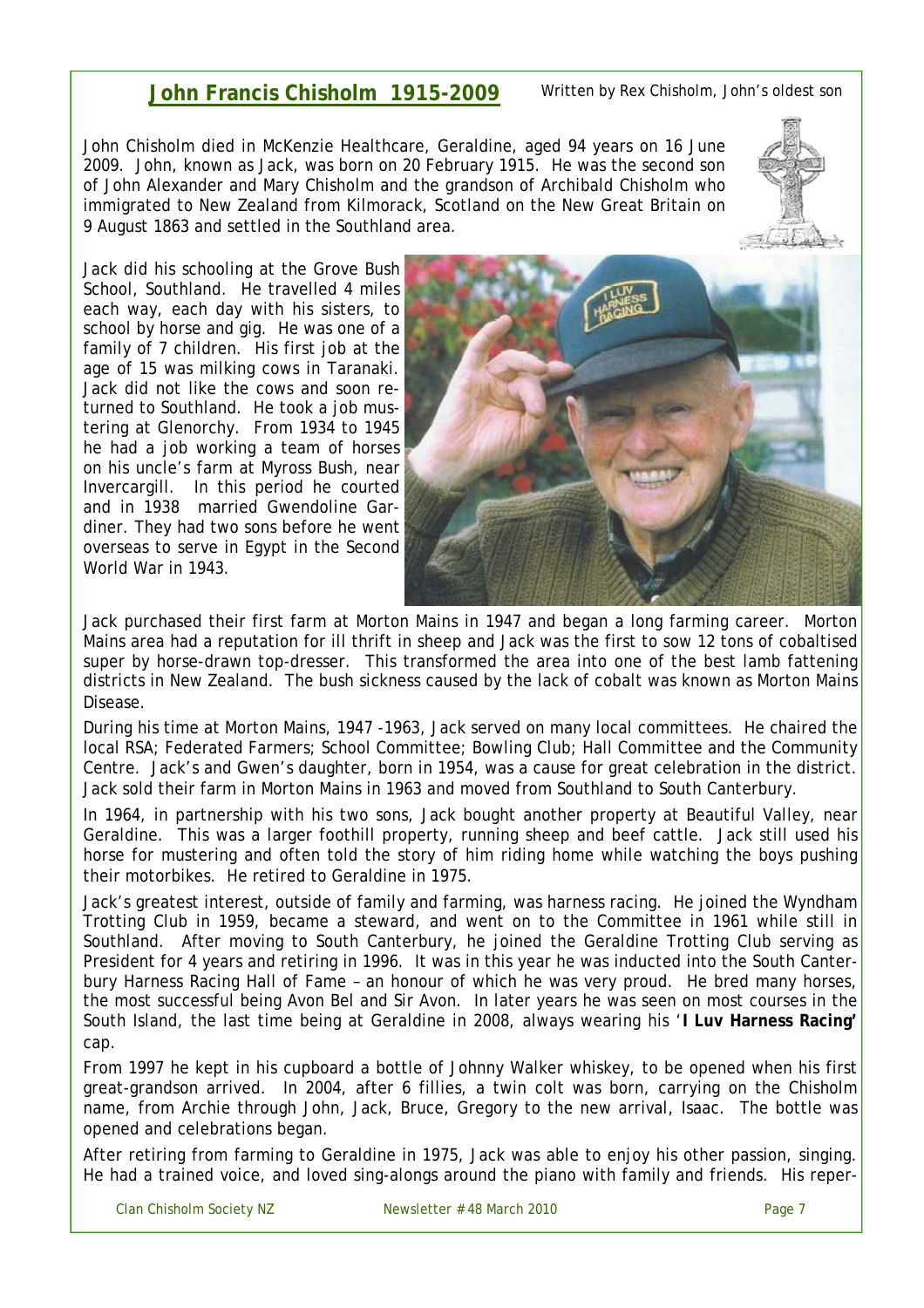## John Francis Chisholm 1915-2009

*Written by Rex Chisholm, John's oldest son*

John Chisholm died in McKenzie Healthcare, Geraldine, aged 94 years on 16 June 2009. John, known as Jack, was born on 20 February 1915. He was the second son of John Alexander and Mary Chisholm and the grandson of Archibald Chisholm who immigrated to New Zealand from Kilmorack, Scotland on the New Great Britain on 9 August 1863 and settled in the Southland area.

Jack did his schooling at the Grove Bush School, Southland. He travelled 4 miles each way, each day with his sisters, to school by horse and gig. He was one of a family of 7 children. His first job at the age of 15 was milking cows in Taranaki. Jack did not like the cows and soon returned to Southland. He took a job mustering at Glenorchy. From 1934 to 1945 he had a job working a team of horses on his uncle's farm at Myross Bush, near Invercargill. In this period he courted and in 1938 married Gwendoline Gardiner. They had two sons before he went overseas to serve in Egypt in the Second World War in 1943.

Jack purchased their first farm at Morton Mains in 1947 and began a long farming career. Morton Mains area had a reputation for ill thrift in sheep and Jack was the first to sow 12 tons of cobaltised super by horse-drawn top-dresser. This transformed the area into one of the best lamb fattening districts in New Zealand. The bush sickness caused by the lack of cobalt was known as Morton Mains Disease.

During his time at Morton Mains, 1947 -1963, Jack served on many local committees. He chaired the local RSA; Federated Farmers; School Committee; Bowling Club; Hall Committee and the Community Centre. Jack's and Gwen's daughter, born in 1954, was a cause for great celebration in the district. Jack sold their farm in Morton Mains in 1963 and moved from Southland to South Canterbury.

In 1964, in partnership with his two sons, Jack bought another property at Beautiful Valley, near Geraldine. This was a larger foothill property, running sheep and beef cattle. Jack still used his horse for mustering and often told the story of him riding home while watching the boys pushing their motorbikes. He retired to Geraldine in 1975.

Jack's greatest interest, outside of family and farming, was harness racing. He joined the Wyndham Trotting Club in 1959, became a steward, and went on to the Committee in 1961 while still in Southland. After moving to South Canterbury, he joined the Geraldine Trotting Club serving as President for 4 years and retiring in 1996. It was in this year he was inducted into the South Canterbury Harness Racing Hall of Fame – an honour of which he was very proud. He bred many horses, the most successful being Avon Bel and Sir Avon. In later years he was seen on most courses in the South Island, the last time being at Geraldine in 2008, always wearing his '**I Luv Harness Racing'** cap.

From 1997 he kept in his cupboard a bottle of Johnny Walker whiskey, to be opened when his first great-grandson arrived. In 2004, after 6 fillies, a twin colt was born, carrying on the Chisholm name, from Archie through John, Jack, Bruce, Gregory to the new arrival, Isaac. The bottle was opened and celebrations began.

After retiring from farming to Geraldine in 1975, Jack was able to enjoy his other passion, singing. He had a trained voice, and loved sing-alongs around the piano with family and friends. His reper-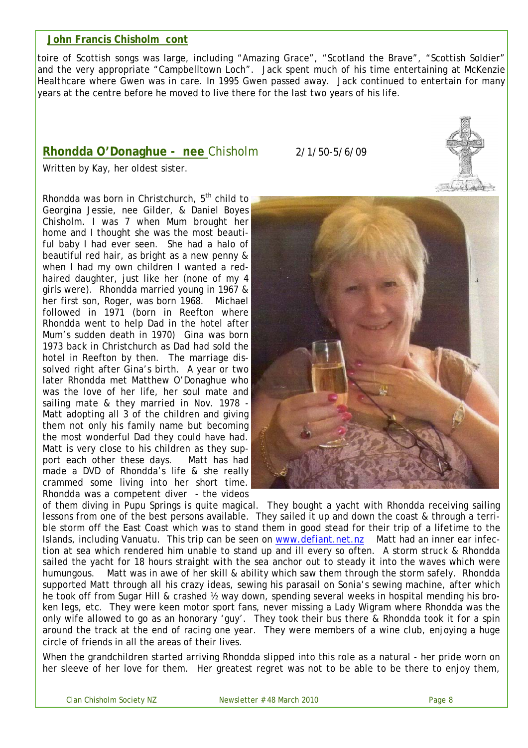**John Francis Chisholm cont**

toire of Scottish songs was large, including "Amazing Grace", "Scotland the Brave", "Scottish Soldier" and the very appropriate "Campbelltown Loch". Jack spent much of his time entertaining at McKenzie Healthcare where Gwen was in care. In 1995 Gwen passed away. Jack continued to entertain for many years at the centre before he moved to live there for the last two years of his life.

## Rhondda O'Donaghue - nee Chisholm 2/1/50-5/6/09

*Written by Kay, her oldest sister.*

Rhondda was born in Christchurch, 5th child to Georgina Jessie, nee Gilder, & Daniel Boyes Chisholm. I was 7 when Mum brought her home and I thought she was the most beautiful baby I had ever seen. She had a halo of beautiful red hair, as bright as a new penny & when I had my own children I wanted a red-haired daughter, just like her (none of my 4 girls were). Rhondda married young in 1967 & her first son, Roger, was born 1968. Michael followed in 1971 (born in Reefton where Rhondda went to help Dad in the hotel after Mum's sudden death in 1970) Gina was born 1973 back in Christchurch as Dad had sold the hotel in Reefton by then. The marriage dissolved right after Gina's birth. A year or two later Rhondda met Matthew O'Donaghue who was the love of her life, her soul mate and sailing mate & they married in Nov. 1978 - Matt adopting all 3 of the children and giving them not only his family name but becoming the most wonderful Dad they could have had. Matt is very close to his children as they support each other these days. Matt has had made a DVD of Rhondda's life & she really crammed some living into her short time. Rhondda was a competent diver - the videos of them diving in Pupu Springs is quite magical. They bought a yacht with Rhondda receiving sailing lessons from one of the best persons available. They sailed it up and down the coast & through a terrible storm off the East Coast which was to stand them in good stead for their trip of a lifetime to the Islands, including Vanuatu. This trip can be seen on www.defiant.net.nz Matt had an inner ear infection at sea which rendered him unable to stand up and ill every so often. A storm struck & Rhondda sailed the yacht for 18 hours straight with the sea anchor out to steady it into the waves which were humungous. Matt was in awe of her skill & ability which saw them through the storm safely. Rhondda supported Matt through all his crazy ideas, sewing his parasail on Sonia's sewing machine, after which he took off from Sugar Hill & crashed ½ way down, spending several weeks in hospital mending his broken legs, etc. They were keen motor sport fans, never missing a Lady Wigram where Rhondda was the only wife allowed to go as an honorary 'guy'. They took their bus there & Rhondda took it for a spin around the track at the end of racing one year. They were members of a wine club, enjoying a huge circle of friends in all the areas of their lives.

When the grandchildren started arriving Rhondda slipped into this role as a natural - her pride worn on her sleeve of her love for them. Her greatest regret was not to be able to be there to enjoy them,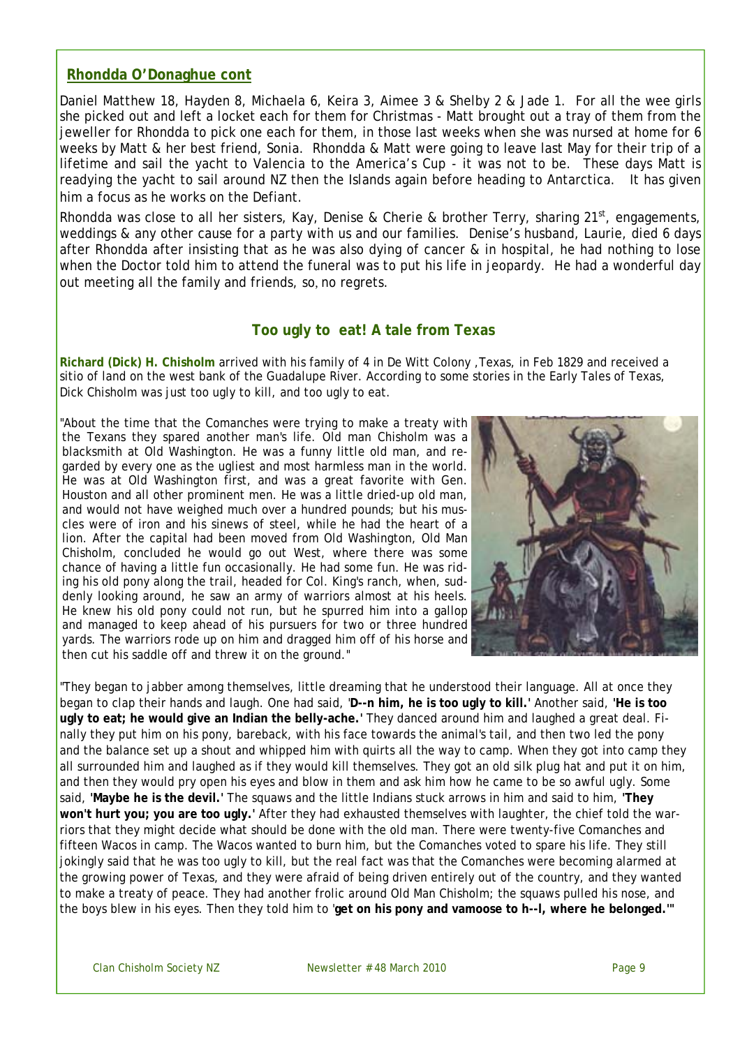## Rhondda O'Donaghue cont

Daniel Matthew 18, Hayden 8, Michaela 6, Keira 3, Aimee 3 & Shelby 2 & Jade 1. For all the wee girls she picked out and left a locket each for them for Christmas - Matt brought out a tray of them from the jeweller for Rhondda to pick one each for them, in those last weeks when she was nursed at home for 6 weeks by Matt & her best friend, Sonia. Rhondda & Matt were going to leave last May for their trip of a lifetime and sail the yacht to Valencia to the America's Cup - it was not to be. These days Matt is readying the yacht to sail around NZ then the Islands again before heading to Antarctica. It has given him a focus as he works on the Defiant.

Rhondda was close to all her sisters, Kay, Denise & Cherie & brother Terry, sharing 21st, engagements, weddings & any other cause for a party with us and our families. Denise's husband, Laurie, died 6 days after Rhondda after insisting that as he was also dying of cancer & in hospital, he had nothing to lose when the Doctor told him to attend the funeral was to put his life in jeopardy. He had a wonderful day out meeting all the family and friends, so, no regrets.

## Too ugly to eat! A tale from Texas

**Richard (Dick) H. Chisholm** arrived with his family of 4 in De Witt Colony ,Texas, in Feb 1829 and received a sitio of land on the west bank of the Guadalupe River. According to some stories in the Early Tales of Texas, Dick Chisholm was just too ugly to kill, and too ugly to eat.

"About the time that the Comanches were trying to make a treaty with the Texans they spared another man's life. Old man Chisholm was a blacksmith at Old Washington. He was a funny little old man, and regarded by every one as the ugliest and most harmless man in the world. He was at Old Washington first, and was a great favorite with Gen. Houston and all other prominent men. He was a little dried-up old man, and would not have weighed much over a hundred pounds; but his muscles were of iron and his sinews of steel, while he had the heart of a lion. After the capital had been moved from Old Washington, Old Man Chisholm, concluded he would go out West, where there was some chance of having a little fun occasionally. He had some fun. He was riding his old pony along the trail, headed for Col. King's ranch, when, suddenly looking around, he saw an army of warriors almost at his heels. He knew his old pony could not run, but he spurred him into a gallop and managed to keep ahead of his pursuers for two or three hundred yards. The warriors rode up on him and dragged him off of his horse and then cut his saddle off and threw it on the ground."

"They began to jabber among themselves, little dreaming that he understood their language. All at once they began to clap their hands and laugh. One had said, '**D--n him, he is too ugly to kill.**' Another said, **'He is too ugly to eat; he would give an Indian the belly-ache.'** They danced around him and laughed a great deal. Finally they put him on his pony, bareback, with his face towards the animal's tail, and then two led the pony and the balance set up a shout and whipped him with quirts all the way to camp. When they got into camp they all surrounded him and laughed as if they would kill themselves. They got an old silk plug hat and put it on him, and then they would pry open his eyes and blow in them and ask him how he came to be so awful ugly. Some said, **'Maybe he is the devil.'** The squaws and the little Indians stuck arrows in him and said to him, **'They won't hurt you; you are too ugly.'** After they had exhausted themselves with laughter, the chief told the warriors that they might decide what should be done with the old man. There were twenty-five Comanches and fifteen Wacos in camp. The Wacos wanted to burn him, but the Comanches voted to spare his life. They still jokingly said that he was too ugly to kill, but the real fact was that the Comanches were becoming alarmed at the growing power of Texas, and they were afraid of being driven entirely out of the country, and they wanted to make a treaty of peace. They had another frolic around Old Man Chisholm; the squaws pulled his nose, and the boys blew in his eyes. Then they told him to '**get on his pony and vamoose to h--l, where he belonged.'"**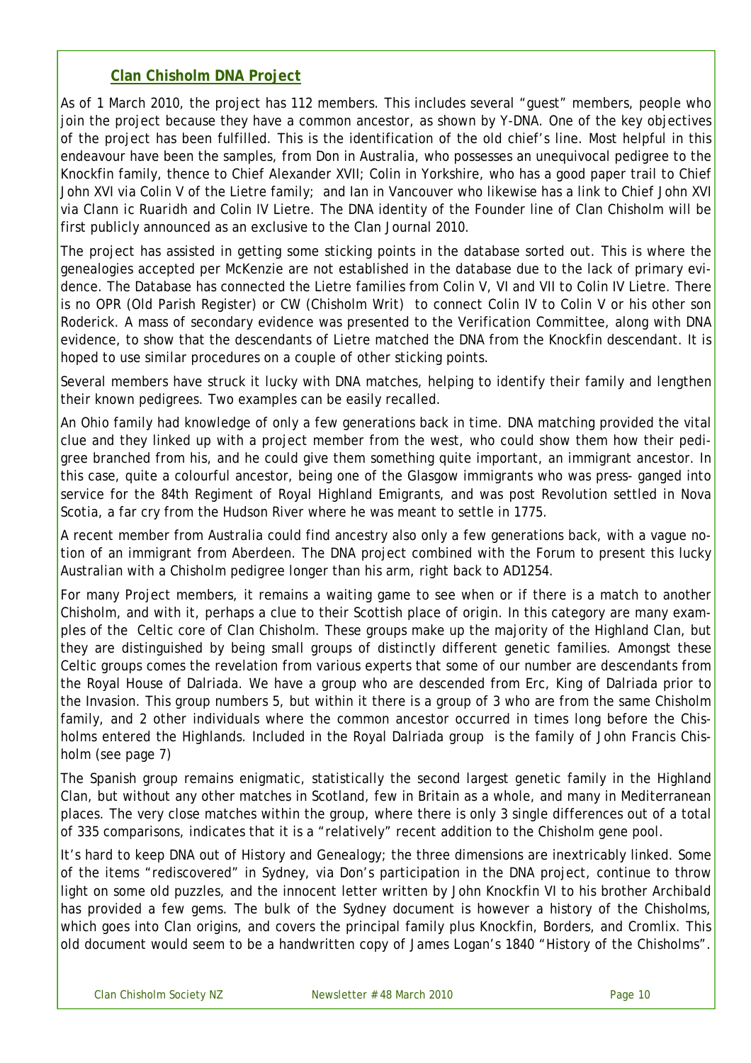## Clan Chisholm DNA Project

As of 1 March 2010, the project has 112 members. This includes several "guest" members, people who join the project because they have a common ancestor, as shown by Y-DNA. One of the key objectives of the project has been fulfilled. This is the identification of the old chief's line. Most helpful in this endeavour have been the samples, from Don in Australia, who possesses an unequivocal pedigree to the Knockfin family, thence to Chief Alexander XVII; Colin in Yorkshire, who has a good paper trail to Chief John XVI via Colin V of the Lietre family; and Ian in Vancouver who likewise has a link to Chief John XVI via Clann ic Ruaridh and Colin IV Lietre. The DNA identity of the Founder line of Clan Chisholm will be first publicly announced as an exclusive to the Clan Journal 2010.

The project has assisted in getting some sticking points in the database sorted out. This is where the genealogies accepted per McKenzie are not established in the database due to the lack of primary evidence. The Database has connected the Lietre families from Colin V, VI and VII to Colin IV Lietre. There is no OPR (Old Parish Register) or CW (Chisholm Writ) to connect Colin IV to Colin V or his other son Roderick. A mass of secondary evidence was presented to the Verification Committee, along with DNA evidence, to show that the descendants of Lietre matched the DNA from the Knockfin descendant. It is hoped to use similar procedures on a couple of other sticking points.

Several members have struck it lucky with DNA matches, helping to identify their family and lengthen their known pedigrees. Two examples can be easily recalled.

An Ohio family had knowledge of only a few generations back in time. DNA matching provided the vital clue and they linked up with a project member from the west, who could show them how their pedigree branched from his, and he could give them something quite important, an immigrant ancestor. In this case, quite a colourful ancestor, being one of the Glasgow immigrants who was press- ganged into service for the 84th Regiment of Royal Highland Emigrants, and was post Revolution settled in Nova Scotia, a far cry from the Hudson River where he was meant to settle in 1775.

A recent member from Australia could find ancestry also only a few generations back, with a vague notion of an immigrant from Aberdeen. The DNA project combined with the Forum to present this lucky Australian with a Chisholm pedigree longer than his arm, right back to AD1254.

For many Project members, it remains a waiting game to see when or if there is a match to another Chisholm, and with it, perhaps a clue to their Scottish place of origin. In this category are many examples of the Celtic core of Clan Chisholm. These groups make up the majority of the Highland Clan, but they are distinguished by being small groups of distinctly different genetic families. Amongst these Celtic groups comes the revelation from various experts that some of our number are descendants from the Royal House of Dalriada. We have a group who are descended from Erc, King of Dalriada prior to the Invasion. This group numbers 5, but within it there is a group of 3 who are from the same Chisholm family, and 2 other individuals where the common ancestor occurred in times long before the Chisholms entered the Highlands. Included in the Royal Dalriada group is the family of John Francis Chisholm (see page 7)

The Spanish group remains enigmatic, statistically the second largest genetic family in the Highland Clan, but without any other matches in Scotland, few in Britain as a whole, and many in Mediterranean places. The very close matches within the group, where there is only 3 single differences out of a total of 335 comparisons, indicates that it is a "relatively" recent addition to the Chisholm gene pool.

It's hard to keep DNA out of History and Genealogy; the three dimensions are inextricably linked. Some of the items "rediscovered" in Sydney, via Don's participation in the DNA project, continue to throw light on some old puzzles, and the innocent letter written by John Knockfin VI to his brother Archibald has provided a few gems. The bulk of the Sydney document is however a history of the Chisholms, which goes into Clan origins, and covers the principal family plus Knockfin, Borders, and Cromlix. This old document would seem to be a handwritten copy of James Logan's 1840 "History of the Chisholms".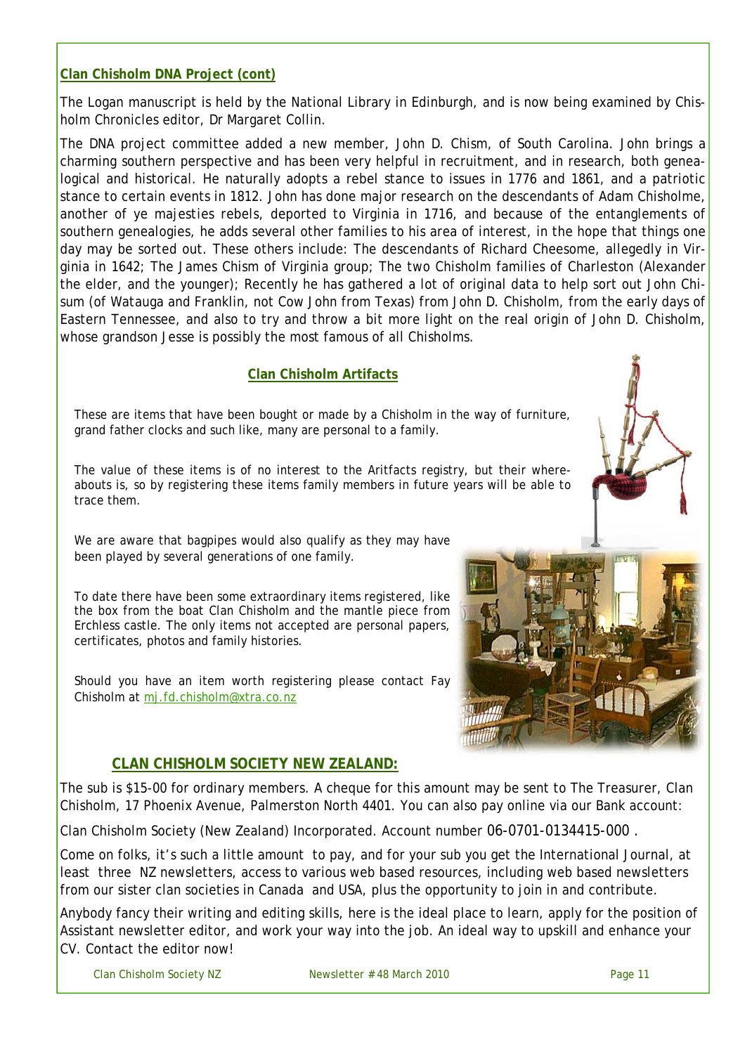## Clan Chisholm DNA Project (cont)

The Logan manuscript is held by the National Library in Edinburgh, and is now being examined by Chisholm Chronicles editor, Dr Margaret Collin.

The DNA project committee added a new member, John D. Chism, of South Carolina. John brings a charming southern perspective and has been very helpful in recruitment, and in research, both genealogical and historical. He naturally adopts a rebel stance to issues in 1776 and 1861, and a patriotic stance to certain events in 1812. John has done major research on the descendants of Adam Chisholme, another of ye majesties rebels, deported to Virginia in 1716, and because of the entanglements of southern genealogies, he adds several other families to his area of interest, in the hope that things one day may be sorted out. These others include: The descendants of Richard Cheesome, allegedly in Virginia in 1642; The James Chism of Virginia group; The two Chisholm families of Charleston (Alexander the elder, and the younger); Recently he has gathered a lot of original data to help sort out John Chisum (of Watauga and Franklin, not Cow John from Texas) from John D. Chisholm, from the early days of Eastern Tennessee, and also to try and throw a bit more light on the real origin of John D. Chisholm, whose grandson Jesse is possibly the most famous of all Chisholms.

## Clan Chisholm Artifacts

These are items that have been bought or made by a Chisholm in the way of furniture, grand father clocks and such like, many are personal to a family.

The value of these items is of no interest to the Aritfacts registry, but their whereabouts is, so by registering these items family members in future years will be able to trace them.

We are aware that bagpipes would also qualify as they may have been played by several generations of one family.

To date there have been some extraordinary items registered, like the box from the boat Clan Chisholm and the mantle piece from Erchless castle. The only items not accepted are personal papers, certificates, photos and family histories.

Should you have an item worth registering please contact Fay Chisholm at mj.fd.chisholm@xtra.co.nz

## CLAN CHISHOLM SOCIETY NEW ZEALAND:

The sub is $15-00 for ordinary members. A cheque for this amount may be sent to The Treasurer, Clan Chisholm, 17 Phoenix Avenue, Palmerston North 4401. You can also pay online via our Bank account:

Clan Chisholm Society (New Zealand) Incorporated. Account number 06-0701-0134415-000 .

Come on folks, it's such a little amount to pay, and for your sub you get the International Journal, at least three NZ newsletters, access to various web based resources, including web based newsletters from our sister clan societies in Canada and USA, plus the opportunity to join in and contribute.

Anybody fancy their writing and editing skills, here is the ideal place to learn, apply for the position of Assistant newsletter editor, and work your way into the job. An ideal way to upskill and enhance your CV. Contact the editor now!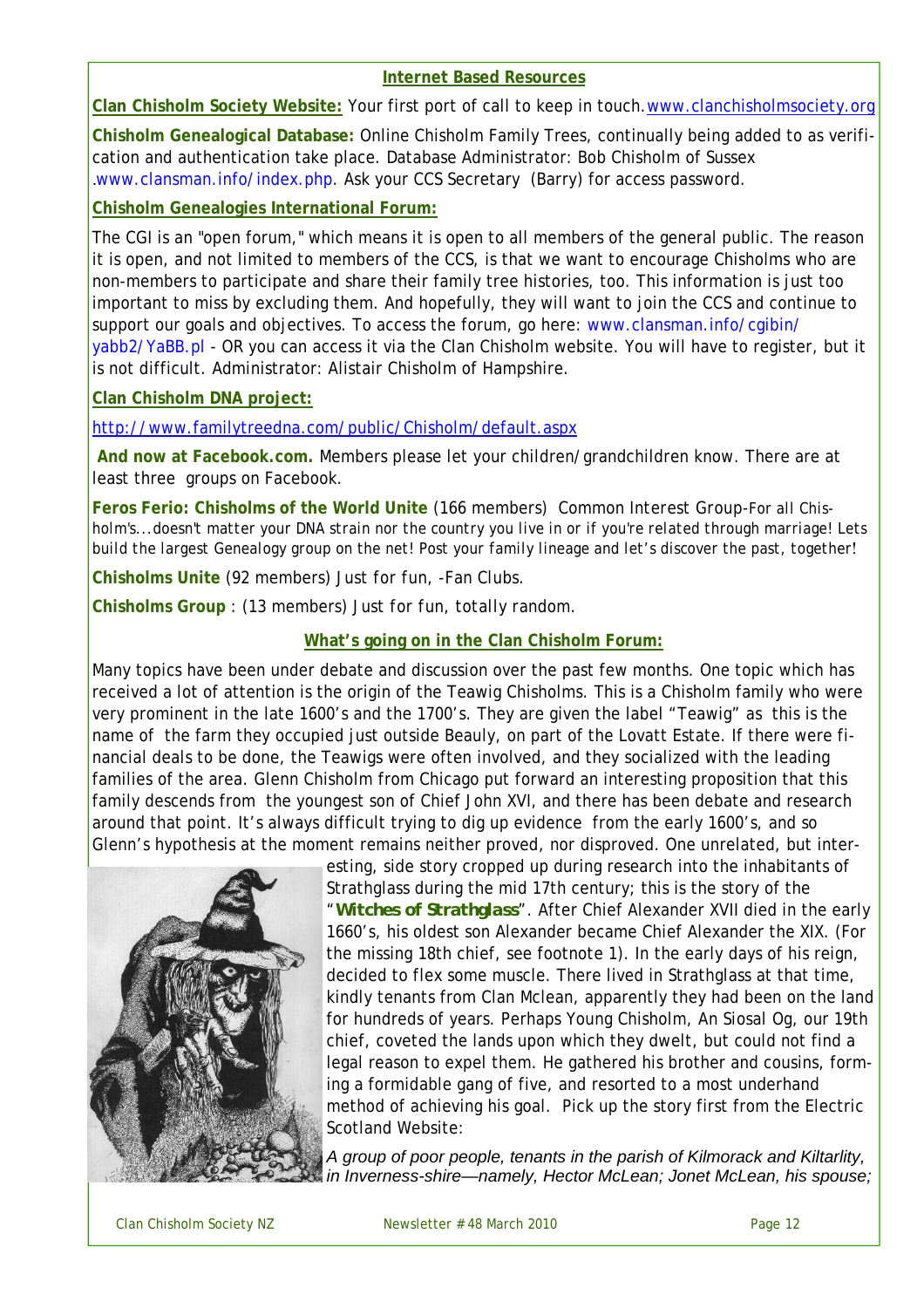## Internet Based Resources

**Clan Chisholm Society Website:** Your first port of call to keep in touch. www.clanchisholmsociety.org

**Chisholm Genealogical Database:** Online Chisholm Family Trees, continually being added to as verification and authentication take place. Database Administrator: Bob Chisholm of Sussex .www.clansman.info/index.php. Ask your CCS Secretary (Barry) for access password.

**Chisholm Genealogies International Forum:**

The CGI is an "open forum," which means it is open to all members of the general public. The reason it is open, and not limited to members of the CCS, is that we want to encourage Chisholms who are non-members to participate and share their family tree histories, too. This information is just too important to miss by excluding them. And hopefully, they will want to join the CCS and continue to support our goals and objectives. To access the forum, go here: www.clansman.info/cgibin/yabb2/YaBB.pl - OR you can access it via the Clan Chisholm website. You will have to register, but it is not difficult. Administrator: Alistair Chisholm of Hampshire.

**Clan Chisholm DNA project:**

http://www.familytreedna.com/public/Chisholm/default.aspx

**And now at Facebook.com.** Members please let your children/grandchildren know. There are at least three groups on Facebook.

**Feros Ferio: Chisholms of the World Unite** (166 members) Common Interest Group-For all Chisholm's...doesn't matter your DNA strain nor the country you live in or if you're related through marriage! Lets build the largest Genealogy group on the net! Post your family lineage and let's discover the past, together!

**Chisholms Unite** (92 members) Just for fun, -Fan Clubs.

**Chisholms Group** : (13 members) Just for fun, totally random.

## What's going on in the Clan Chisholm Forum:

Many topics have been under debate and discussion over the past few months. One topic which has received a lot of attention is the origin of the Teawig Chisholms. This is a Chisholm family who were very prominent in the late 1600's and the 1700's. They are given the label "Teawig" as this is the name of the farm they occupied just outside Beauly, on part of the Lovatt Estate. If there were financial deals to be done, the Teawigs were often involved, and they socialized with the leading families of the area. Glenn Chisholm from Chicago put forward an interesting proposition that this family descends from the youngest son of Chief John XVI, and there has been debate and research around that point. It's always difficult trying to dig up evidence from the early 1600's, and so Glenn's hypothesis at the moment remains neither proved, nor disproved. One unrelated, but interesting, side story cropped up during research into the inhabitants of Strathglass during the mid 17th century; this is the story of the "**Witches of Strathglass**". After Chief Alexander XVII died in the early 1660's, his oldest son Alexander became Chief Alexander the XIX. (For the missing 18th chief, see footnote 1). In the early days of his reign, decided to flex some muscle. There lived in Strathglass at that time, kindly tenants from Clan Mclean, apparently they had been on the land for hundreds of years. Perhaps Young Chisholm, An Siosal Og, our 19th chief, coveted the lands upon which they dwelt, but could not find a legal reason to expel them. He gathered his brother and cousins, forming a formidable gang of five, and resorted to a most underhand method of achieving his goal. Pick up the story first from the Electric Scotland Website:

*A group of poor people, tenants in the parish of Kilmorack and Kiltarlity, in Inverness-shire—namely, Hector McLean; Jonet McLean, his spouse;*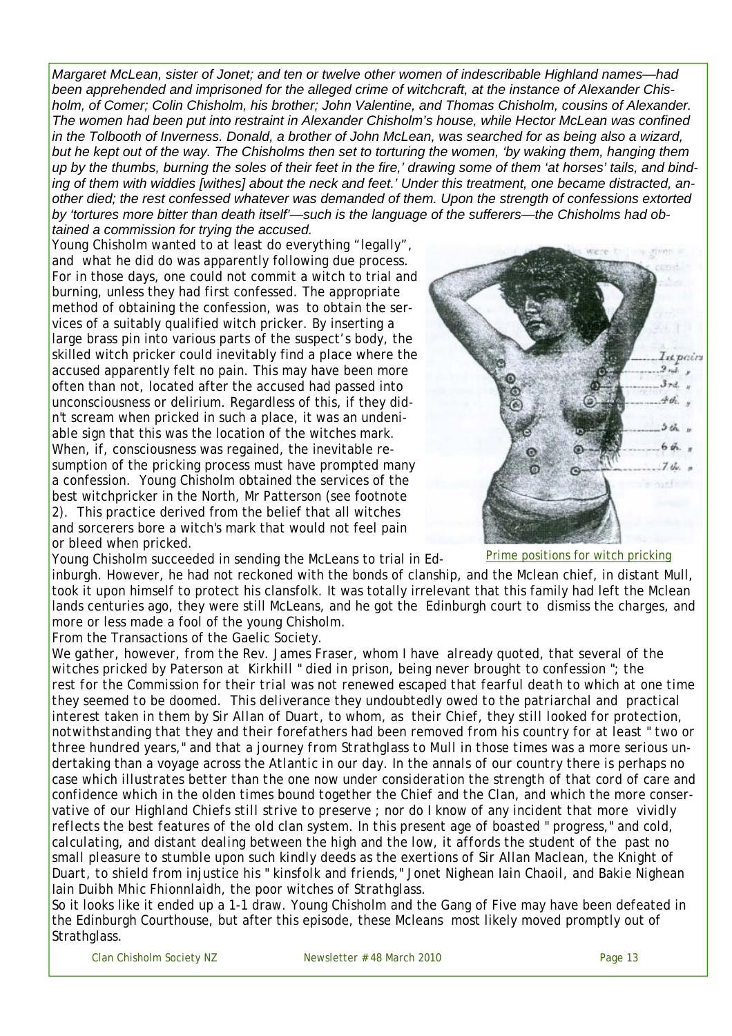*Margaret McLean, sister of Jonet; and ten or twelve other women of indescribable Highland names—had been apprehended and imprisoned for the alleged crime of witchcraft, at the instance of Alexander Chisholm, of Comer; Colin Chisholm, his brother; John Valentine, and Thomas Chisholm, cousins of Alexander. The women had been put into restraint in Alexander Chisholm's house, while Hector McLean was confined in the Tolbooth of Inverness. Donald, a brother of John McLean, was searched for as being also a wizard, but he kept out of the way. The Chisholms then set to torturing the women, 'by waking them, hanging them up by the thumbs, burning the soles of their feet in the fire,' drawing some of them 'at horses' tails, and binding of them with widdies [withes] about the neck and feet.' Under this treatment, one became distracted, another died; the rest confessed whatever was demanded of them. Upon the strength of confessions extorted by 'tortures more bitter than death itself'—such is the language of the sufferers—the Chisholms had obtained a commission for trying the accused.*

Young Chisholm wanted to at least do everything "legally", and what he did do was apparently following due process. For in those days, one could not commit a witch to trial and burning, unless they had first confessed. The appropriate method of obtaining the confession, was to obtain the services of a suitably qualified witch pricker. By inserting a large brass pin into various parts of the suspect's body, the skilled witch pricker could inevitably find a place where the accused apparently felt no pain. This may have been more often than not, located after the accused had passed into unconsciousness or delirium. Regardless of this, if they didn't scream when pricked in such a place, it was an undeniable sign that this was the location of the witches mark. When, if, consciousness was regained, the inevitable resumption of the pricking process must have prompted many a confession. Young Chisholm obtained the services of the best witchpricker in the North, Mr Patterson (see footnote 2). This practice derived from the belief that all witches and sorcerers bore a witch's mark that would not feel pain or bleed when pricked.

Prime positions for witch pricking

Young Chisholm succeeded in sending the McLeans to trial in Edinburgh. However, he had not reckoned with the bonds of clanship, and the Mclean chief, in distant Mull, took it upon himself to protect his clansfolk. It was totally irrelevant that this family had left the Mclean lands centuries ago, they were still McLeans, and he got the Edinburgh court to dismiss the charges, and more or less made a fool of the young Chisholm.

From the Transactions of the Gaelic Society.

*We gather, however, from the Rev. James Fraser, whom I have already quoted, that several of the witches pricked by Paterson at Kirkhill " died in prison, being never brought to confession "; the rest for the Commission for their trial was not renewed escaped that fearful death to which at one time they seemed to be doomed. This deliverance they undoubtedly owed to the patriarchal and practical interest taken in them by Sir Allan of Duart, to whom, as their Chief, they still looked for protection, notwithstanding that they and their forefathers had been removed from his country for at least " two or three hundred years," and that a journey from Strathglass to Mull in those times was a more serious undertaking than a voyage across the Atlantic in our day. In the annals of our country there is perhaps no case which illustrates better than the one now under consideration the strength of that cord of care and confidence which in the olden times bound together the Chief and the Clan, and which the more conservative of our Highland Chiefs still strive to preserve ; nor do I know of any incident that more vividly reflects the best features of the old clan system. In this present age of boasted " progress," and cold, calculating, and distant dealing between the high and the low, it affords the student of the past no small pleasure to stumble upon such kindly deeds as the exertions of Sir Allan Maclean, the Knight of Duart, to shield from injustice his " kinsfolk and friends," Jonet Nighean Iain Chaoil, and Bakie Nighean Iain Duibh Mhic Fhionnlaidh, the poor witches of Strathglass.*

So it looks like it ended up a 1-1 draw. Young Chisholm and the Gang of Five may have been defeated in the Edinburgh Courthouse, but after this episode, these Mcleans most likely moved promptly out of Strathglass.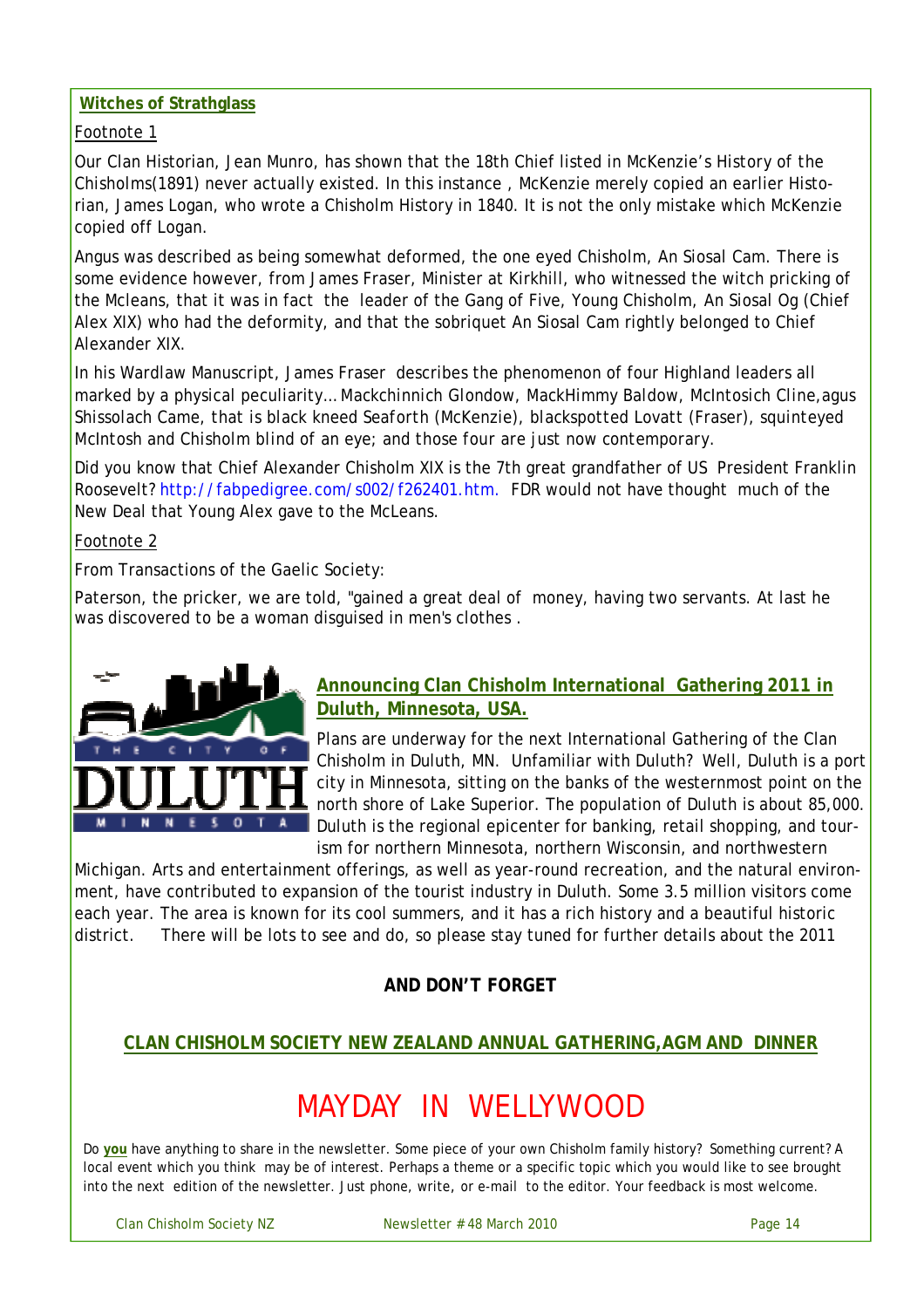## Witches of Strathglass

Footnote 1

Our Clan Historian, Jean Munro, has shown that the 18th Chief listed in McKenzie's History of the Chisholms(1891) never actually existed. In this instance , McKenzie merely copied an earlier Historian, James Logan, who wrote a Chisholm History in 1840. It is not the only mistake which McKenzie copied off Logan.

Angus was described as being somewhat deformed, the one eyed Chisholm, An Siosal Cam. There is some evidence however, from James Fraser, Minister at Kirkhill, who witnessed the witch pricking of the Mcleans, that it was in fact the leader of the Gang of Five, Young Chisholm, An Siosal Og (Chief Alex XIX) who had the deformity, and that the sobriquet An Siosal Cam rightly belonged to Chief Alexander XIX.

In his Wardlaw Manuscript, James Fraser describes the phenomenon of four Highland leaders all marked by a physical peculiarity… Mackchinnich Glondow, MackHimmy Baldow, McIntosich Cline,agus Shissolach Came, that is black kneed Seaforth (McKenzie), blackspotted Lovatt (Fraser), squinteyed McIntosh and Chisholm blind of an eye; and those four are just now contemporary.

Did you know that Chief Alexander Chisholm XIX is the 7th great grandfather of US President Franklin Roosevelt? http://fabpedigree.com/s002/f262401.htm. FDR would not have thought much of the New Deal that Young Alex gave to the McLeans.

Footnote 2

From Transactions of the Gaelic Society:

Paterson, the pricker, we are told, "gained a great deal of money, having two servants. At last he was discovered to be a woman disguised in men's clothes .

THE CITY OF DULUTH MINNESOTA

## Announcing Clan Chisholm International Gathering 2011 in Duluth, Minnesota, USA.

Plans are underway for the next International Gathering of the Clan Chisholm in Duluth, MN. Unfamiliar with Duluth? Well, Duluth is a port city in Minnesota, sitting on the banks of the westernmost point on the north shore of Lake Superior. The population of Duluth is about 85,000. Duluth is the regional epicenter for banking, retail shopping, and tourism for northern Minnesota, northern Wisconsin, and northwestern Michigan. Arts and entertainment offerings, as well as year-round recreation, and the natural environment, have contributed to expansion of the tourist industry in Duluth. Some 3.5 million visitors come each year. The area is known for its cool summers, and it has a rich history and a beautiful historic district. There will be lots to see and do, so please stay tuned for further details about the 2011

**AND DON'T FORGET**

## CLAN CHISHOLM SOCIETY NEW ZEALAND ANNUAL GATHERING,AGM AND DINNER

# MAYDAY IN WELLYWOOD

Do **you** have anything to share in the newsletter. Some piece of your own Chisholm family history? Something current? A local event which you think may be of interest. Perhaps a theme or a specific topic which you would like to see brought into the next edition of the newsletter. Just phone, write, or e-mail to the editor. Your feedback is most welcome.